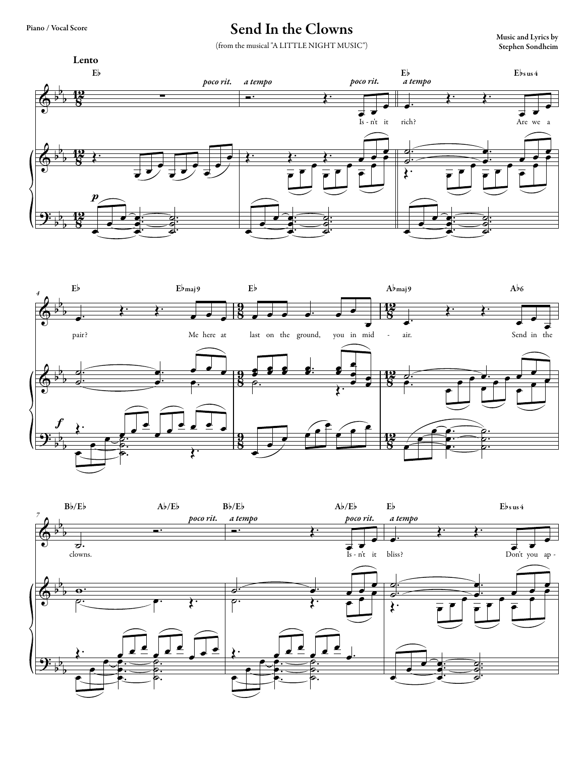Piano / Vocal Score

# Send In the Clowns

(from the musical "A LITTLE NIGHT MUSIC")

Music and Lyrics by
Stephen Sondheim

**Lento**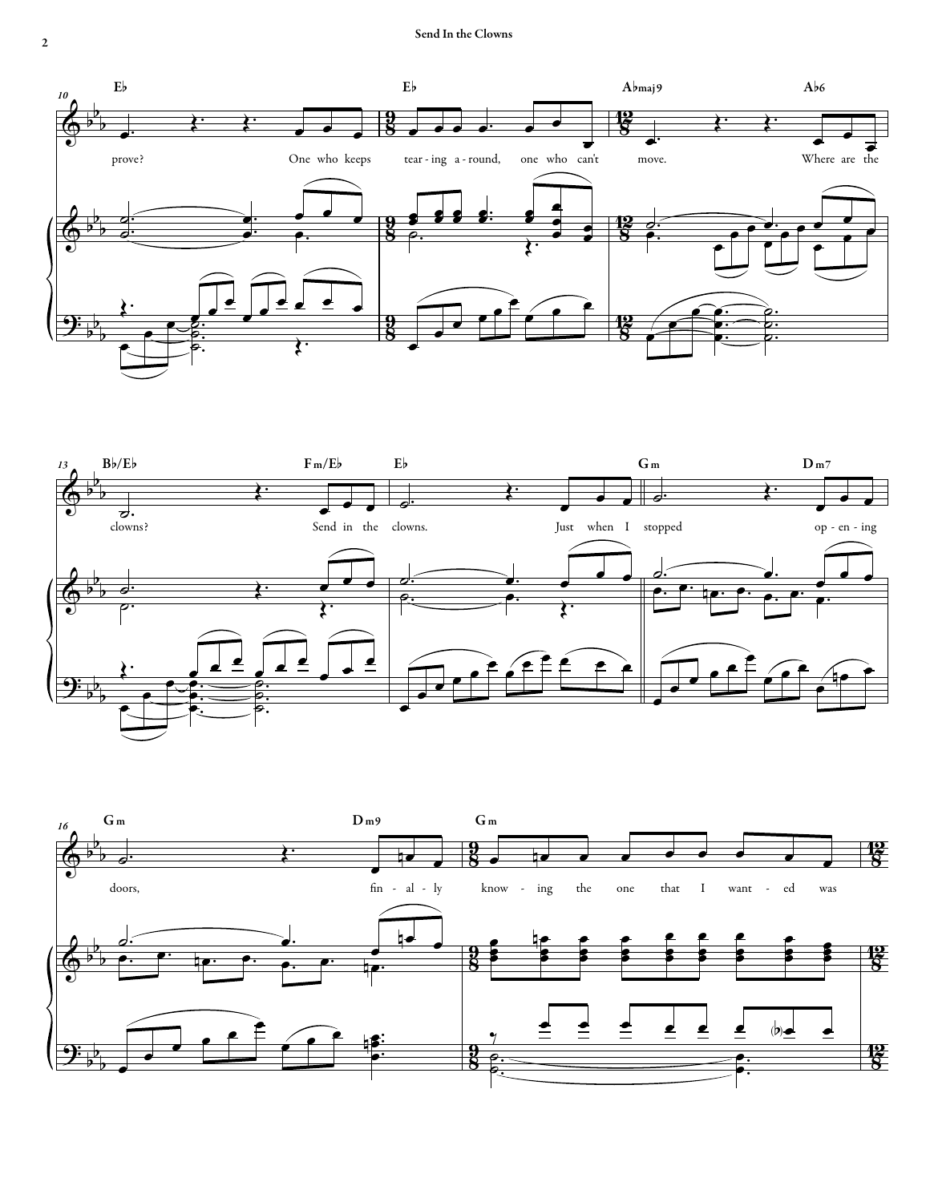10
E♭ | E♭ | A♭maj9 | A♭6

prove? One who keeps tear - ing a - round, one who can't move. Where are the

13
B♭/E♭ | Fm/E♭ | E♭ | Gm | Dm7

clowns? Send in the clowns. Just when I stopped op - en - ing

16
Gm | Dm9 | Gm

doors, fin - al - ly know - ing the one that I want - ed was